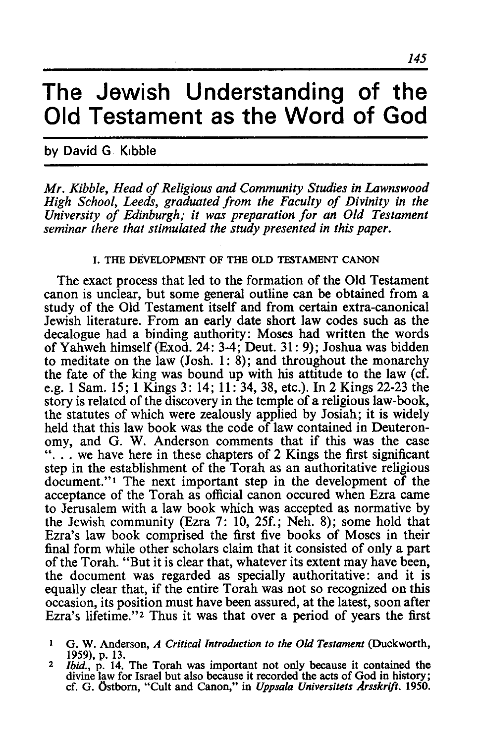# The Jewish Understanding of the Old Testament as the Word of God

by David G. Kibble

*Mr. Kibble, Head of Religious and Community Studies in Lawnswood High School, Leeds, graduated from the Faculty of Divinity in the University of Edinburgh; it was preparation for an Old Testament seminar there that stimulated the study presented in this paper.*

## I. THE DEVELOPMENT OF THE OLD TESTAMENT CANON

The exact process that led to the formation of the Old Testament canon is unclear, but some general outline can be obtained from a study of the Old Testament itself and from certain extra-canonical Jewish literature. From an early date short law codes such as the decalogue had a binding authority: Moses had written the words of Yahweh himself (Exod. 24: 3-4; Deut. 31: 9); Joshua was bidden to meditate on the law (Josh. 1: 8); and throughout the monarchy the fate of the king was bound up with his attitude to the law (cf. e.g. 1 Sam. 15; 1 Kings 3: 14; 11: 34, 38, etc.). In 2 Kings 22-23 the story is related of the discovery in the temple of a religious law-book, the statutes of which were zealously applied by Josiah; it is widely held that this law book was the code of law contained in Deuteronomy, and G. W. Anderson comments that if this was the case "... we have here in these chapters of 2 Kings the first significant step in the establishment of the Torah as an authoritative religious document."[1] The next important step in the development of the acceptance of the Torah as official canon occured when Ezra came to Jerusalem with a law book which was accepted as normative by the Jewish community (Ezra 7: 10, 25f.; Neh. 8); some hold that Ezra's law book comprised the first five books of Moses in their final form while other scholars claim that it consisted of only a part of the Torah. "But it is clear that, whatever its extent may have been, the document was regarded as specially authoritative: and it is equally clear that, if the entire Torah was not so recognized on this occasion, its position must have been assured, at the latest, soon after Ezra's lifetime."[2] Thus it was that over a period of years the first

---

[1] G. W. Anderson, *A Critical Introduction to the Old Testament* (Duckworth, 1959), p. 13.

[2] *Ibid.*, p. 14. The Torah was important not only because it contained the divine law for Israel but also because it recorded the acts of God in history; cf. G. Östborn, "Cult and Canon," in *Uppsala Universitets Årsskrift*. 1950.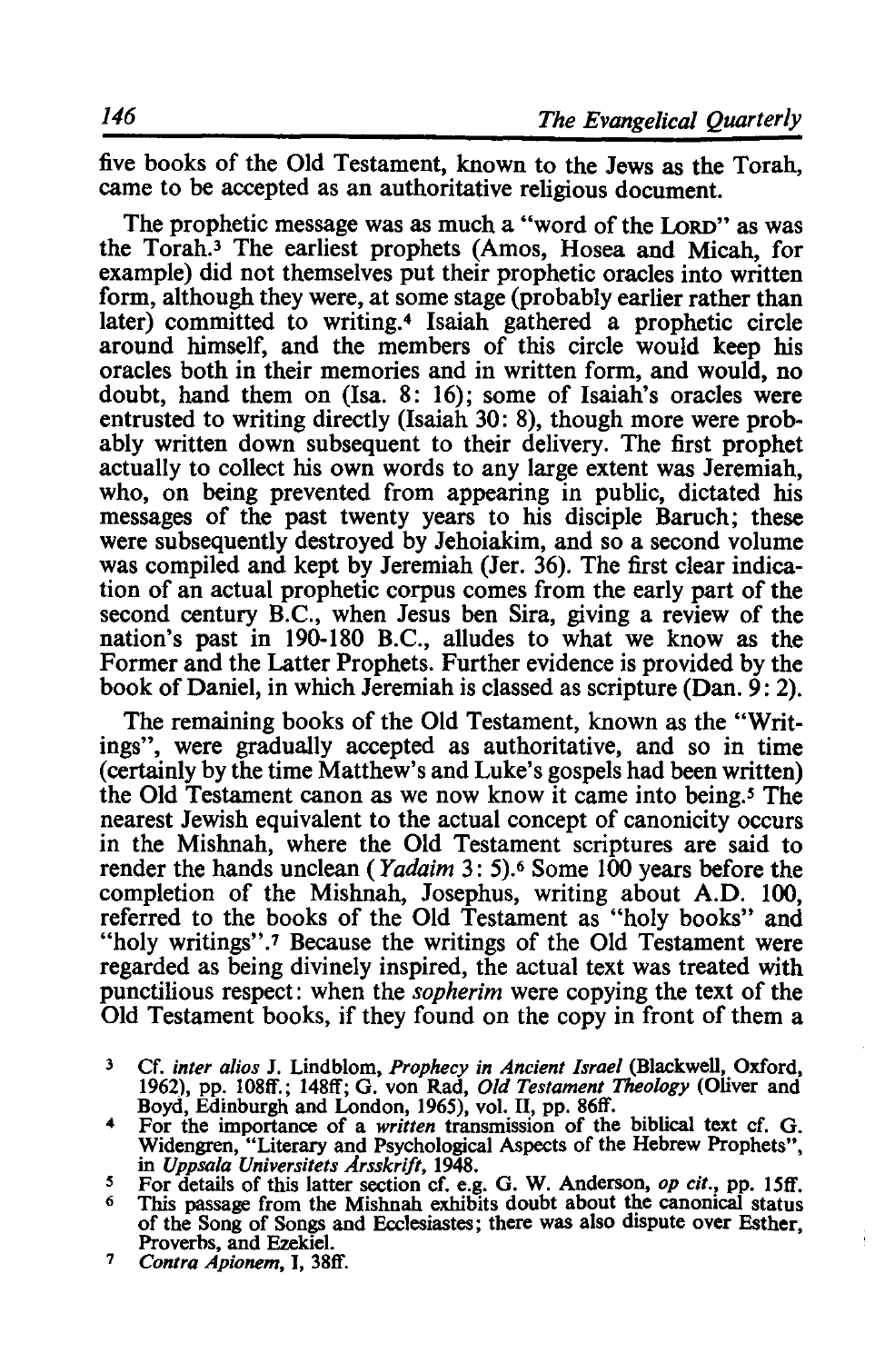five books of the Old Testament, known to the Jews as the Torah, came to be accepted as an authoritative religious document.

The prophetic message was as much a "word of the LORD" as was the Torah.[3] The earliest prophets (Amos, Hosea and Micah, for example) did not themselves put their prophetic oracles into written form, although they were, at some stage (probably earlier rather than later) committed to writing.[4] Isaiah gathered a prophetic circle around himself, and the members of this circle would keep his oracles both in their memories and in written form, and would, no doubt, hand them on (Isa. 8: 16); some of Isaiah's oracles were entrusted to writing directly (Isaiah 30: 8), though more were probably written down subsequent to their delivery. The first prophet actually to collect his own words to any large extent was Jeremiah, who, on being prevented from appearing in public, dictated his messages of the past twenty years to his disciple Baruch; these were subsequently destroyed by Jehoiakim, and so a second volume was compiled and kept by Jeremiah (Jer. 36). The first clear indication of an actual prophetic corpus comes from the early part of the second century B.C., when Jesus ben Sira, giving a review of the nation's past in 190-180 B.C., alludes to what we know as the Former and the Latter Prophets. Further evidence is provided by the book of Daniel, in which Jeremiah is classed as scripture (Dan. 9: 2).

The remaining books of the Old Testament, known as the "Writings", were gradually accepted as authoritative, and so in time (certainly by the time Matthew's and Luke's gospels had been written) the Old Testament canon as we now know it came into being.[5] The nearest Jewish equivalent to the actual concept of canonicity occurs in the Mishnah, where the Old Testament scriptures are said to render the hands unclean (*Yadaim* 3: 5).[6] Some 100 years before the completion of the Mishnah, Josephus, writing about A.D. 100, referred to the books of the Old Testament as "holy books" and "holy writings".[7] Because the writings of the Old Testament were regarded as being divinely inspired, the actual text was treated with punctilious respect: when the *sopherim* were copying the text of the Old Testament books, if they found on the copy in front of them a

---

[3] Cf. *inter alios* J. Lindblom, *Prophecy in Ancient Israel* (Blackwell, Oxford, 1962), pp. 108ff.; 148ff; G. von Rad, *Old Testament Theology* (Oliver and Boyd, Edinburgh and London, 1965), vol. II, pp. 86ff.

[4] For the importance of a *written* transmission of the biblical text cf. G. Widengren, "Literary and Psychological Aspects of the Hebrew Prophets", in *Uppsala Universitets Årsskrift*, 1948.

[5] For details of this latter section cf. e.g. G. W. Anderson, *op cit.*, pp. 15ff.

[6] This passage from the Mishnah exhibits doubt about the canonical status of the Song of Songs and Ecclesiastes; there was also dispute over Esther, Proverbs, and Ezekiel.

[7] *Contra Apionem*, I, 38ff.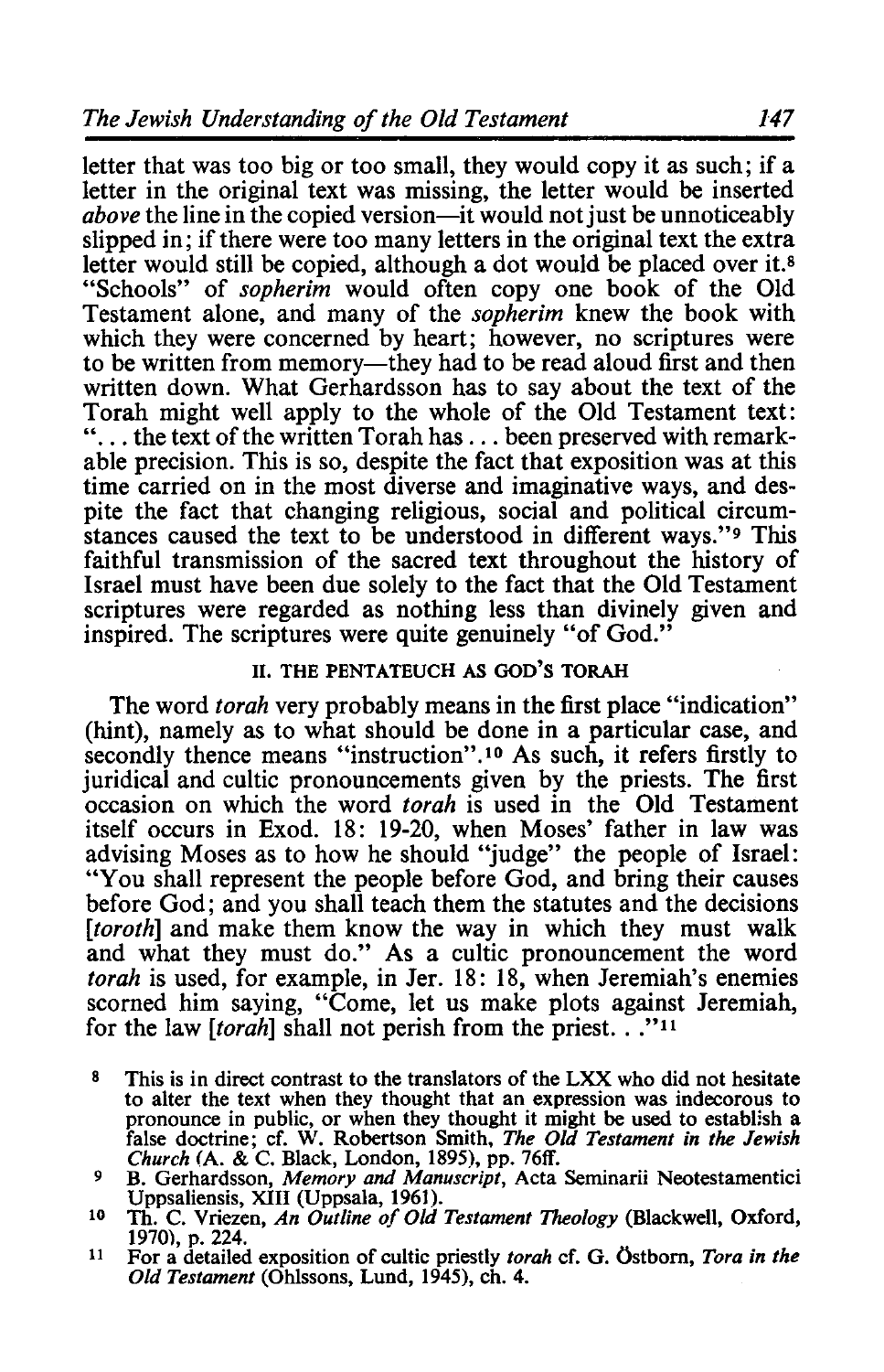letter that was too big or too small, they would copy it as such; if a letter in the original text was missing, the letter would be inserted *above* the line in the copied version—it would not just be unnoticeably slipped in; if there were too many letters in the original text the extra letter would still be copied, although a dot would be placed over it.[8] "Schools" of *sopherim* would often copy one book of the Old Testament alone, and many of the *sopherim* knew the book with which they were concerned by heart; however, no scriptures were to be written from memory—they had to be read aloud first and then written down. What Gerhardsson has to say about the text of the Torah might well apply to the whole of the Old Testament text: "... the text of the written Torah has ... been preserved with remarkable precision. This is so, despite the fact that exposition was at this time carried on in the most diverse and imaginative ways, and despite the fact that changing religious, social and political circumstances caused the text to be understood in different ways."[9] This faithful transmission of the sacred text throughout the history of Israel must have been due solely to the fact that the Old Testament scriptures were regarded as nothing less than divinely given and inspired. The scriptures were quite genuinely "of God."

## II. THE PENTATEUCH AS GOD'S TORAH

The word *torah* very probably means in the first place "indication" (hint), namely as to what should be done in a particular case, and secondly thence means "instruction".[10] As such, it refers firstly to juridical and cultic pronouncements given by the priests. The first occasion on which the word *torah* is used in the Old Testament itself occurs in Exod. 18: 19-20, when Moses' father in law was advising Moses as to how he should "judge" the people of Israel: "You shall represent the people before God, and bring their causes before God; and you shall teach them the statutes and the decisions [*toroth*] and make them know the way in which they must walk and what they must do." As a cultic pronouncement the word *torah* is used, for example, in Jer. 18: 18, when Jeremiah's enemies scorned him saying, "Come, let us make plots against Jeremiah, for the law [*torah*] shall not perish from the priest. . ."[11]

---

[8] This is in direct contrast to the translators of the LXX who did not hesitate to alter the text when they thought that an expression was indecorous to pronounce in public, or when they thought it might be used to establish a false doctrine; cf. W. Robertson Smith, *The Old Testament in the Jewish Church* (A. & C. Black, London, 1895), pp. 76ff.

[9] B. Gerhardsson, *Memory and Manuscript*, Acta Seminarii Neotestamentici Uppsaliensis, XIII (Uppsala, 1961).

[10] Th. C. Vriezen, *An Outline of Old Testament Theology* (Blackwell, Oxford, 1970), p. 224.

[11] For a detailed exposition of cultic priestly *torah* cf. G. Östborn, *Tora in the Old Testament* (Ohlssons, Lund, 1945), ch. 4.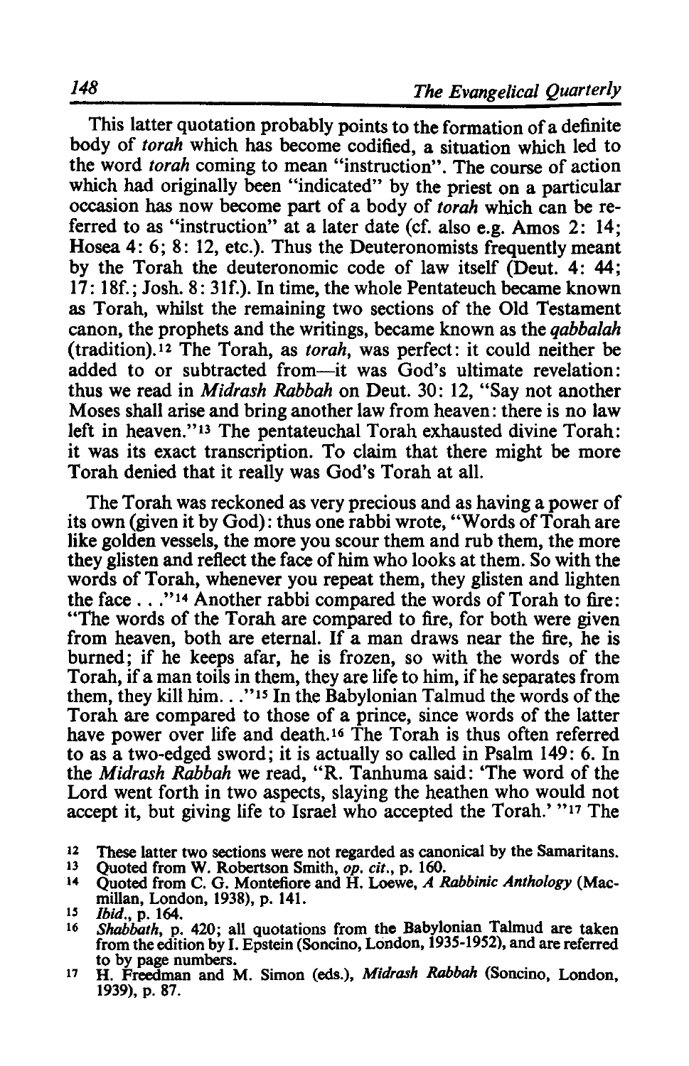This latter quotation probably points to the formation of a definite body of *torah* which has become codified, a situation which led to the word *torah* coming to mean "instruction". The course of action which had originally been "indicated" by the priest on a particular occasion has now become part of a body of *torah* which can be referred to as "instruction" at a later date (cf. also e.g. Amos 2: 14; Hosea 4: 6; 8: 12, etc.). Thus the Deuteronomists frequently meant by the Torah the deuteronomic code of law itself (Deut. 4: 44; 17: 18f.; Josh. 8: 31f.). In time, the whole Pentateuch became known as Torah, whilst the remaining two sections of the Old Testament canon, the prophets and the writings, became known as the *qabbalah* (tradition).[12] The Torah, as *torah*, was perfect: it could neither be added to or subtracted from—it was God's ultimate revelation: thus we read in *Midrash Rabbah* on Deut. 30: 12, "Say not another Moses shall arise and bring another law from heaven: there is no law left in heaven."[13] The pentateuchal Torah exhausted divine Torah: it was its exact transcription. To claim that there might be more Torah denied that it really was God's Torah at all.

The Torah was reckoned as very precious and as having a power of its own (given it by God): thus one rabbi wrote, "Words of Torah are like golden vessels, the more you scour them and rub them, the more they glisten and reflect the face of him who looks at them. So with the words of Torah, whenever you repeat them, they glisten and lighten the face . . ."[14] Another rabbi compared the words of Torah to fire: "The words of the Torah are compared to fire, for both were given from heaven, both are eternal. If a man draws near the fire, he is burned; if he keeps afar, he is frozen, so with the words of the Torah, if a man toils in them, they are life to him, if he separates from them, they kill him. . ."[15] In the Babylonian Talmud the words of the Torah are compared to those of a prince, since words of the latter have power over life and death.[16] The Torah is thus often referred to as a two-edged sword; it is actually so called in Psalm 149: 6. In the *Midrash Rabbah* we read, "R. Tanhuma said: 'The word of the Lord went forth in two aspects, slaying the heathen who would not accept it, but giving life to Israel who accepted the Torah.' "[17] The

---

[12] These latter two sections were not regarded as canonical by the Samaritans.

[13] Quoted from W. Robertson Smith, *op. cit.*, p. 160.

[14] Quoted from C. G. Montefiore and H. Loewe, *A Rabbinic Anthology* (Macmillan, London, 1938), p. 141.

[15] *Ibid.*, p. 164.

[16] *Shabbath*, p. 420; all quotations from the Babylonian Talmud are taken from the edition by I. Epstein (Soncino, London, 1935-1952), and are referred to by page numbers.

[17] H. Freedman and M. Simon (eds.), *Midrash Rabbah* (Soncino, London, 1939), p. 87.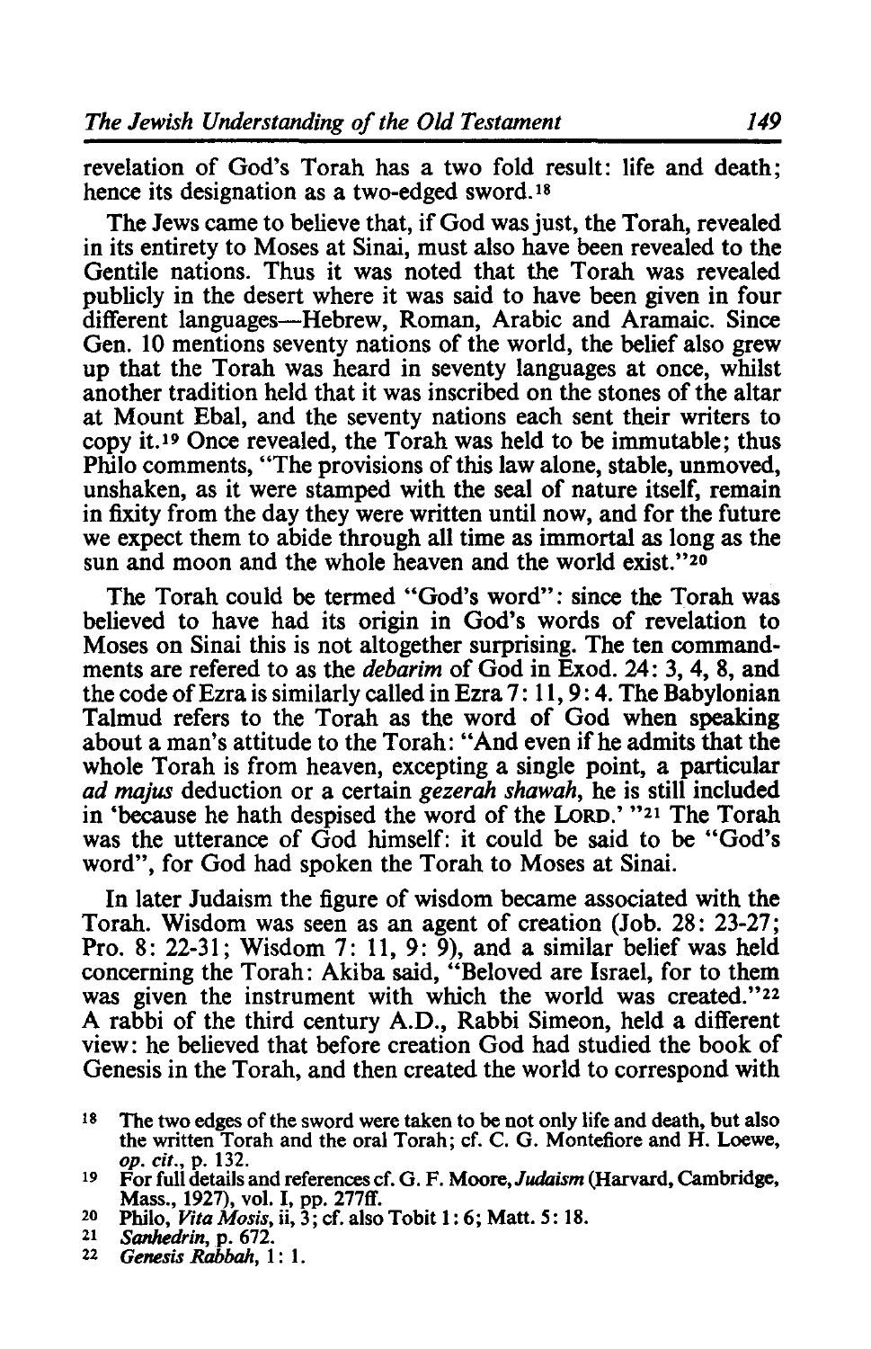revelation of God's Torah has a two fold result: life and death; hence its designation as a two-edged sword.[18]

The Jews came to believe that, if God was just, the Torah, revealed in its entirety to Moses at Sinai, must also have been revealed to the Gentile nations. Thus it was noted that the Torah was revealed publicly in the desert where it was said to have been given in four different languages—Hebrew, Roman, Arabic and Aramaic. Since Gen. 10 mentions seventy nations of the world, the belief also grew up that the Torah was heard in seventy languages at once, whilst another tradition held that it was inscribed on the stones of the altar at Mount Ebal, and the seventy nations each sent their writers to copy it.[19] Once revealed, the Torah was held to be immutable; thus Philo comments, "The provisions of this law alone, stable, unmoved, unshaken, as it were stamped with the seal of nature itself, remain in fixity from the day they were written until now, and for the future we expect them to abide through all time as immortal as long as the sun and moon and the whole heaven and the world exist."[20]

The Torah could be termed "God's word": since the Torah was believed to have had its origin in God's words of revelation to Moses on Sinai this is not altogether surprising. The ten commandments are refered to as the *debarim* of God in Exod. 24: 3, 4, 8, and the code of Ezra is similarly called in Ezra 7: 11, 9: 4. The Babylonian Talmud refers to the Torah as the word of God when speaking about a man's attitude to the Torah: "And even if he admits that the whole Torah is from heaven, excepting a single point, a particular *ad majus* deduction or a certain *gezerah shawah*, he is still included in 'because he hath despised the word of the LORD.' "[21] The Torah was the utterance of God himself: it could be said to be "God's word", for God had spoken the Torah to Moses at Sinai.

In later Judaism the figure of wisdom became associated with the Torah. Wisdom was seen as an agent of creation (Job. 28: 23-27; Pro. 8: 22-31; Wisdom 7: 11, 9: 9), and a similar belief was held concerning the Torah: Akiba said, "Beloved are Israel, for to them was given the instrument with which the world was created."[22] A rabbi of the third century A.D., Rabbi Simeon, held a different view: he believed that before creation God had studied the book of Genesis in the Torah, and then created the world to correspond with

[18] The two edges of the sword were taken to be not only life and death, but also the written Torah and the oral Torah; cf. C. G. Montefiore and H. Loewe, *op. cit.*, p. 132.

[19] For full details and references cf. G. F. Moore, *Judaism* (Harvard, Cambridge, Mass., 1927), vol. I, pp. 277ff.

[20] Philo, *Vita Mosis*, ii, 3; cf. also Tobit 1: 6; Matt. 5: 18.

[21] *Sanhedrin*, p. 672.

[22] *Genesis Rabbah*, 1: 1.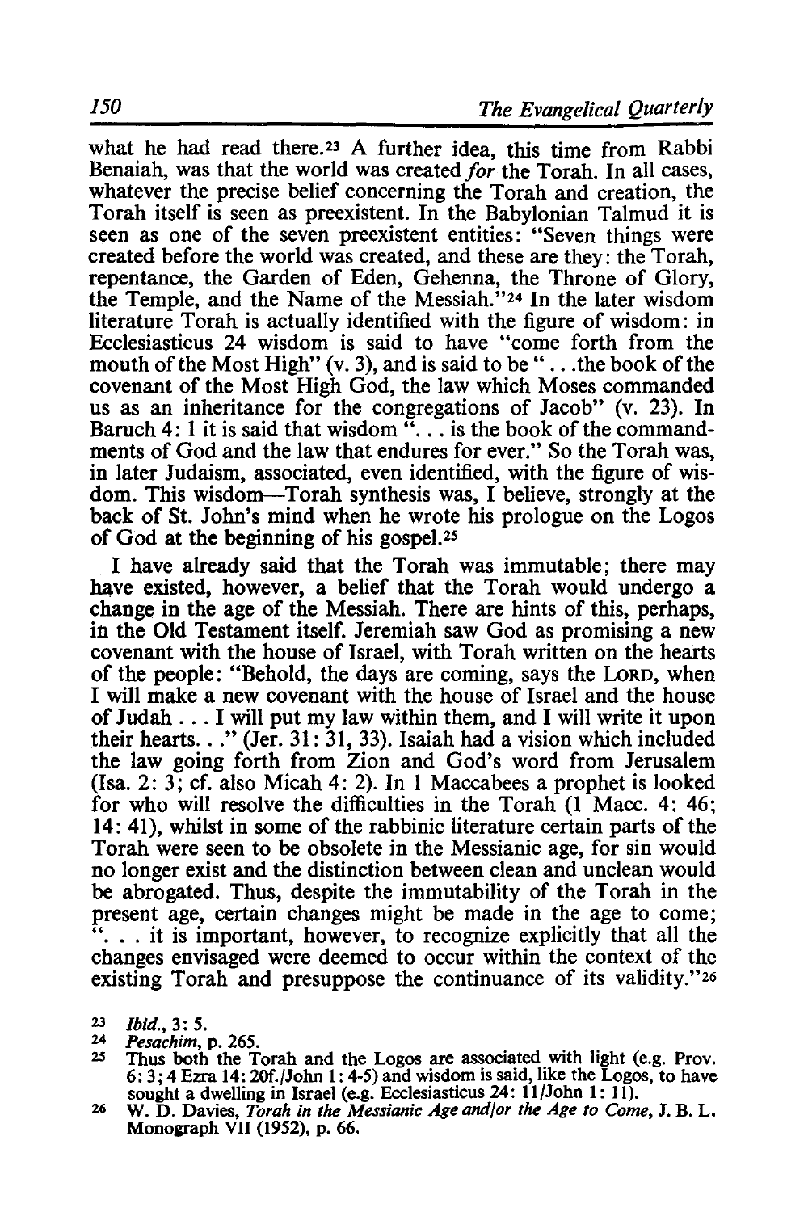what he had read there.[23] A further idea, this time from Rabbi Benaiah, was that the world was created *for* the Torah. In all cases, whatever the precise belief concerning the Torah and creation, the Torah itself is seen as preexistent. In the Babylonian Talmud it is seen as one of the seven preexistent entities: "Seven things were created before the world was created, and these are they: the Torah, repentance, the Garden of Eden, Gehenna, the Throne of Glory, the Temple, and the Name of the Messiah."[24] In the later wisdom literature Torah is actually identified with the figure of wisdom: in Ecclesiasticus 24 wisdom is said to have "come forth from the mouth of the Most High" (v. 3), and is said to be ". . . the book of the covenant of the Most High God, the law which Moses commanded us as an inheritance for the congregations of Jacob" (v. 23). In Baruch 4: 1 it is said that wisdom ". . . is the book of the commandments of God and the law that endures for ever." So the Torah was, in later Judaism, associated, even identified, with the figure of wisdom. This wisdom—Torah synthesis was, I believe, strongly at the back of St. John's mind when he wrote his prologue on the Logos of God at the beginning of his gospel.[25]

I have already said that the Torah was immutable; there may have existed, however, a belief that the Torah would undergo a change in the age of the Messiah. There are hints of this, perhaps, in the Old Testament itself. Jeremiah saw God as promising a new covenant with the house of Israel, with Torah written on the hearts of the people: "Behold, the days are coming, says the LORD, when I will make a new covenant with the house of Israel and the house of Judah . . . I will put my law within them, and I will write it upon their hearts. . ." (Jer. 31: 31, 33). Isaiah had a vision which included the law going forth from Zion and God's word from Jerusalem (Isa. 2: 3; cf. also Micah 4: 2). In 1 Maccabees a prophet is looked for who will resolve the difficulties in the Torah (1 Macc. 4: 46; 14: 41), whilst in some of the rabbinic literature certain parts of the Torah were seen to be obsolete in the Messianic age, for sin would no longer exist and the distinction between clean and unclean would be abrogated. Thus, despite the immutability of the Torah in the present age, certain changes might be made in the age to come; ". . . it is important, however, to recognize explicitly that all the changes envisaged were deemed to occur within the context of the existing Torah and presuppose the continuance of its validity."[26]

[23] *Ibid.*, 3: 5.

[24] *Pesachim*, p. 265.

[25] Thus both the Torah and the Logos are associated with light (e.g. Prov. 6: 3; 4 Ezra 14: 20f./John 1: 4-5) and wisdom is said, like the Logos, to have sought a dwelling in Israel (e.g. Ecclesiasticus 24: 11/John 1: 11).

[26] W. D. Davies, *Torah in the Messianic Age and/or the Age to Come*, J. B. L. Monograph VII (1952), p. 66.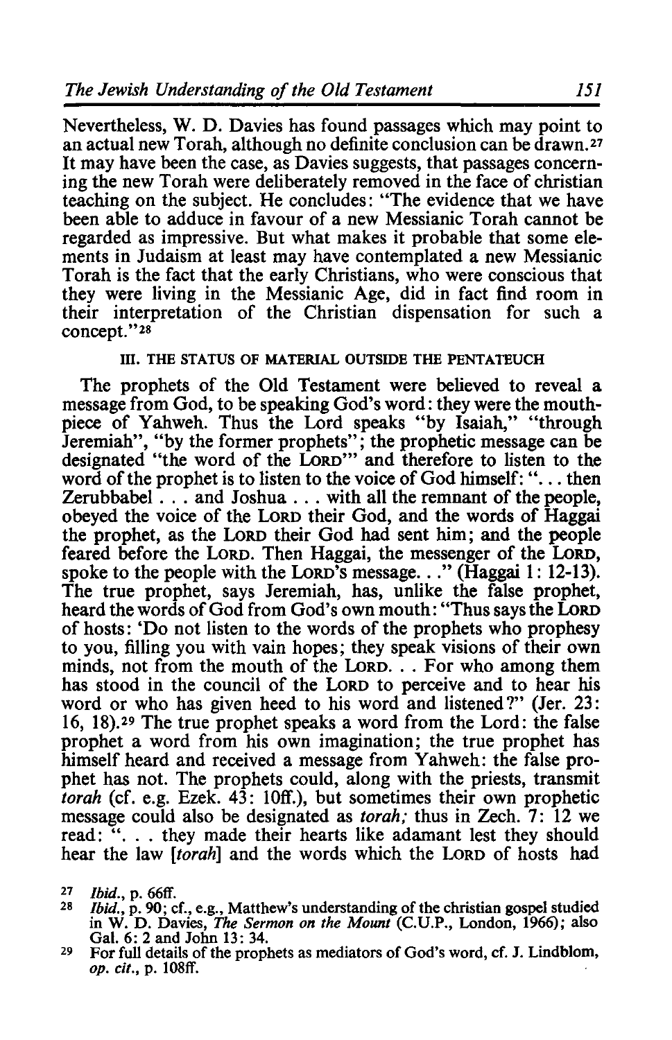Nevertheless, W. D. Davies has found passages which may point to an actual new Torah, although no definite conclusion can be drawn.[27] It may have been the case, as Davies suggests, that passages concerning the new Torah were deliberately removed in the face of christian teaching on the subject. He concludes: "The evidence that we have been able to adduce in favour of a new Messianic Torah cannot be regarded as impressive. But what makes it probable that some elements in Judaism at least may have contemplated a new Messianic Torah is the fact that the early Christians, who were conscious that they were living in the Messianic Age, did in fact find room in their interpretation of the Christian dispensation for such a concept."[28]

### III. THE STATUS OF MATERIAL OUTSIDE THE PENTATEUCH

The prophets of the Old Testament were believed to reveal a message from God, to be speaking God's word: they were the mouthpiece of Yahweh. Thus the Lord speaks "by Isaiah," "through Jeremiah", "by the former prophets"; the prophetic message can be designated "the word of the LORD'" and therefore to listen to the word of the prophet is to listen to the voice of God himself: "... then Zerubbabel . . . and Joshua . . . with all the remnant of the people, obeyed the voice of the LORD their God, and the words of Haggai the prophet, as the LORD their God had sent him; and the people feared before the LORD. Then Haggai, the messenger of the LORD, spoke to the people with the LORD's message. . ." (Haggai 1: 12-13). The true prophet, says Jeremiah, has, unlike the false prophet, heard the words of God from God's own mouth: "Thus says the LORD of hosts: 'Do not listen to the words of the prophets who prophesy to you, filling you with vain hopes; they speak visions of their own minds, not from the mouth of the LORD. . . For who among them has stood in the council of the LORD to perceive and to hear his word or who has given heed to his word and listened?" (Jer. 23: 16, 18).[29] The true prophet speaks a word from the Lord: the false prophet a word from his own imagination; the true prophet has himself heard and received a message from Yahweh: the false prophet has not. The prophets could, along with the priests, transmit *torah* (cf. e.g. Ezek. 43: 10ff.), but sometimes their own prophetic message could also be designated as *torah;* thus in Zech. 7: 12 we read: ". . . they made their hearts like adamant lest they should hear the law [*torah*] and the words which the LORD of hosts had

---

[27] *Ibid.*, p. 66ff.

[28] *Ibid.*, p. 90; cf., e.g., Matthew's understanding of the christian gospel studied in W. D. Davies, *The Sermon on the Mount* (C.U.P., London, 1966); also Gal. 6: 2 and John 13: 34.

[29] For full details of the prophets as mediators of God's word, cf. J. Lindblom, *op. cit.*, p. 108ff.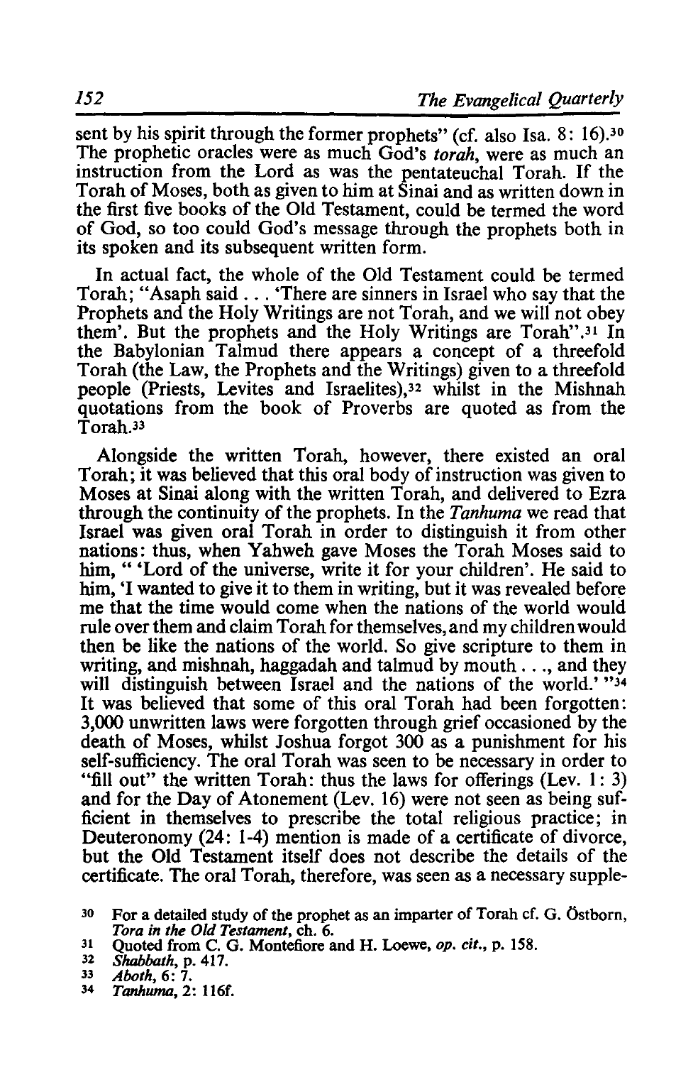sent by his spirit through the former prophets" (cf. also Isa. 8: 16).[30] The prophetic oracles were as much God's *torah*, were as much an instruction from the Lord as was the pentateuchal Torah. If the Torah of Moses, both as given to him at Sinai and as written down in the first five books of the Old Testament, could be termed the word of God, so too could God's message through the prophets both in its spoken and its subsequent written form.

In actual fact, the whole of the Old Testament could be termed Torah; "Asaph said . . . 'There are sinners in Israel who say that the Prophets and the Holy Writings are not Torah, and we will not obey them'. But the prophets and the Holy Writings are Torah".[31] In the Babylonian Talmud there appears a concept of a threefold Torah (the Law, the Prophets and the Writings) given to a threefold people (Priests, Levites and Israelites),[32] whilst in the Mishnah quotations from the book of Proverbs are quoted as from the Torah.[33]

Alongside the written Torah, however, there existed an oral Torah; it was believed that this oral body of instruction was given to Moses at Sinai along with the written Torah, and delivered to Ezra through the continuity of the prophets. In the *Tanhuma* we read that Israel was given oral Torah in order to distinguish it from other nations: thus, when Yahweh gave Moses the Torah Moses said to him, " 'Lord of the universe, write it for your children'. He said to him, 'I wanted to give it to them in writing, but it was revealed before me that the time would come when the nations of the world would rule over them and claim Torah for themselves, and my children would then be like the nations of the world. So give scripture to them in writing, and mishnah, haggadah and talmud by mouth . . ., and they will distinguish between Israel and the nations of the world.' "[34] It was believed that some of this oral Torah had been forgotten: 3,000 unwritten laws were forgotten through grief occasioned by the death of Moses, whilst Joshua forgot 300 as a punishment for his self-sufficiency. The oral Torah was seen to be necessary in order to "fill out" the written Torah: thus the laws for offerings (Lev. 1: 3) and for the Day of Atonement (Lev. 16) were not seen as being sufficient in themselves to prescribe the total religious practice; in Deuteronomy (24: 1-4) mention is made of a certificate of divorce, but the Old Testament itself does not describe the details of the certificate. The oral Torah, therefore, was seen as a necessary supple-

[30] For a detailed study of the prophet as an imparter of Torah cf. G. Östborn, *Tora in the Old Testament*, ch. 6.

[31] Quoted from C. G. Montefiore and H. Loewe, *op. cit.*, p. 158.

[32] *Shabbath*, p. 417.

[33] *Aboth*, 6: 7.

[34] *Tanhuma*, 2: 116f.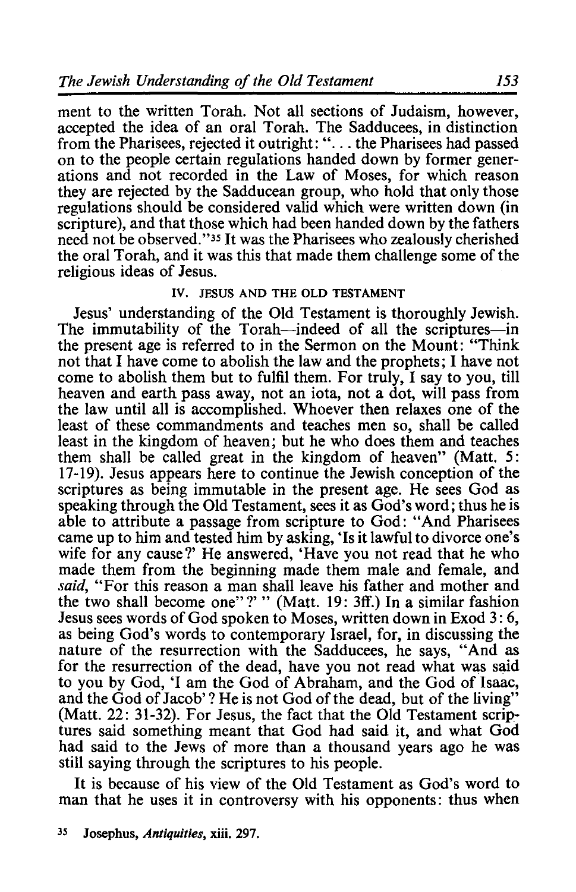ment to the written Torah. Not all sections of Judaism, however, accepted the idea of an oral Torah. The Sadducees, in distinction from the Pharisees, rejected it outright: "... the Pharisees had passed on to the people certain regulations handed down by former generations and not recorded in the Law of Moses, for which reason they are rejected by the Sadducean group, who hold that only those regulations should be considered valid which were written down (in scripture), and that those which had been handed down by the fathers need not be observed."[35] It was the Pharisees who zealously cherished the oral Torah, and it was this that made them challenge some of the religious ideas of Jesus.

## IV. JESUS AND THE OLD TESTAMENT

Jesus' understanding of the Old Testament is thoroughly Jewish. The immutability of the Torah—indeed of all the scriptures—in the present age is referred to in the Sermon on the Mount: "Think not that I have come to abolish the law and the prophets; I have not come to abolish them but to fulfil them. For truly, I say to you, till heaven and earth pass away, not an iota, not a dot, will pass from the law until all is accomplished. Whoever then relaxes one of the least of these commandments and teaches men so, shall be called least in the kingdom of heaven; but he who does them and teaches them shall be called great in the kingdom of heaven" (Matt. 5: 17-19). Jesus appears here to continue the Jewish conception of the scriptures as being immutable in the present age. He sees God as speaking through the Old Testament, sees it as God's word; thus he is able to attribute a passage from scripture to God: "And Pharisees came up to him and tested him by asking, 'Is it lawful to divorce one's wife for any cause?' He answered, 'Have you not read that he who made them from the beginning made them male and female, and *said*, "For this reason a man shall leave his father and mother and the two shall become one"?' " (Matt. 19: 3ff.) In a similar fashion Jesus sees words of God spoken to Moses, written down in Exod 3: 6, as being God's words to contemporary Israel, for, in discussing the nature of the resurrection with the Sadducees, he says, "And as for the resurrection of the dead, have you not read what was said to you by God, 'I am the God of Abraham, and the God of Isaac, and the God of Jacob'? He is not God of the dead, but of the living" (Matt. 22: 31-32). For Jesus, the fact that the Old Testament scriptures said something meant that God had said it, and what God had said to the Jews of more than a thousand years ago he was still saying through the scriptures to his people.

It is because of his view of the Old Testament as God's word to man that he uses it in controversy with his opponents: thus when

[35] Josephus, *Antiquities*, xiii. 297.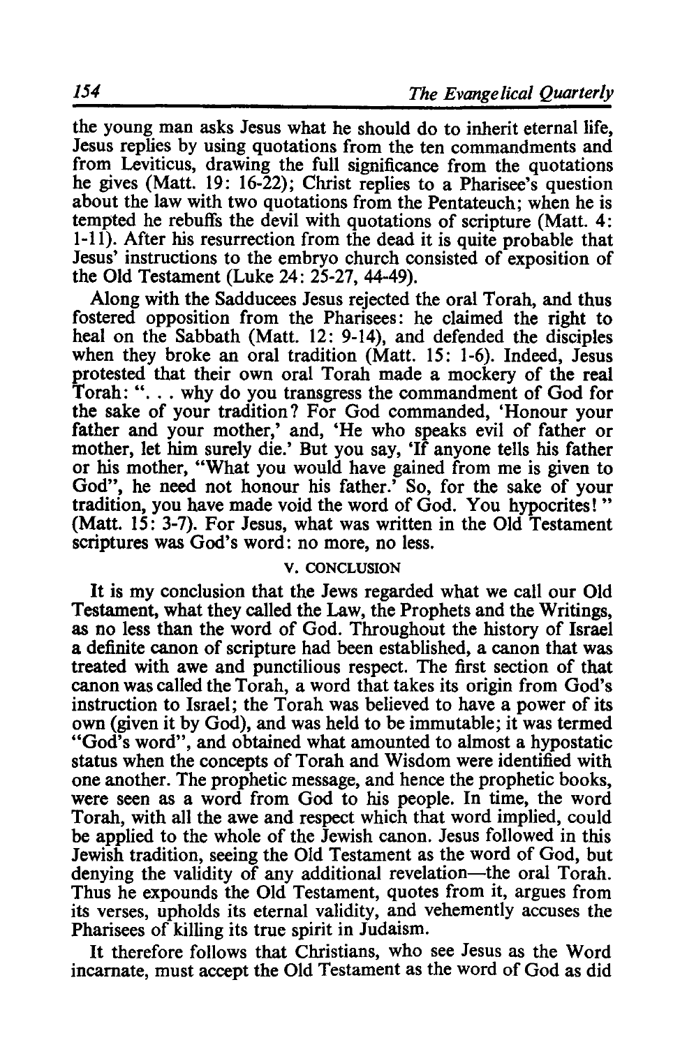the young man asks Jesus what he should do to inherit eternal life, Jesus replies by using quotations from the ten commandments and from Leviticus, drawing the full significance from the quotations he gives (Matt. 19: 16-22); Christ replies to a Pharisee's question about the law with two quotations from the Pentateuch; when he is tempted he rebuffs the devil with quotations of scripture (Matt. 4: 1-11). After his resurrection from the dead it is quite probable that Jesus' instructions to the embryo church consisted of exposition of the Old Testament (Luke 24: 25-27, 44-49).

Along with the Sadducees Jesus rejected the oral Torah, and thus fostered opposition from the Pharisees: he claimed the right to heal on the Sabbath (Matt. 12: 9-14), and defended the disciples when they broke an oral tradition (Matt. 15: 1-6). Indeed, Jesus protested that their own oral Torah made a mockery of the real Torah: ". . . why do you transgress the commandment of God for the sake of your tradition? For God commanded, 'Honour your father and your mother,' and, 'He who speaks evil of father or mother, let him surely die.' But you say, 'If anyone tells his father or his mother, "What you would have gained from me is given to God", he need not honour his father.' So, for the sake of your tradition, you have made void the word of God. You hypocrites!" (Matt. 15: 3-7). For Jesus, what was written in the Old Testament scriptures was God's word: no more, no less.

## V. CONCLUSION

It is my conclusion that the Jews regarded what we call our Old Testament, what they called the Law, the Prophets and the Writings, as no less than the word of God. Throughout the history of Israel a definite canon of scripture had been established, a canon that was treated with awe and punctilious respect. The first section of that canon was called the Torah, a word that takes its origin from God's instruction to Israel; the Torah was believed to have a power of its own (given it by God), and was held to be immutable; it was termed "God's word", and obtained what amounted to almost a hypostatic status when the concepts of Torah and Wisdom were identified with one another. The prophetic message, and hence the prophetic books, were seen as a word from God to his people. In time, the word Torah, with all the awe and respect which that word implied, could be applied to the whole of the Jewish canon. Jesus followed in this Jewish tradition, seeing the Old Testament as the word of God, but denying the validity of any additional revelation—the oral Torah. Thus he expounds the Old Testament, quotes from it, argues from its verses, upholds its eternal validity, and vehemently accuses the Pharisees of killing its true spirit in Judaism.

It therefore follows that Christians, who see Jesus as the Word incarnate, must accept the Old Testament as the word of God as did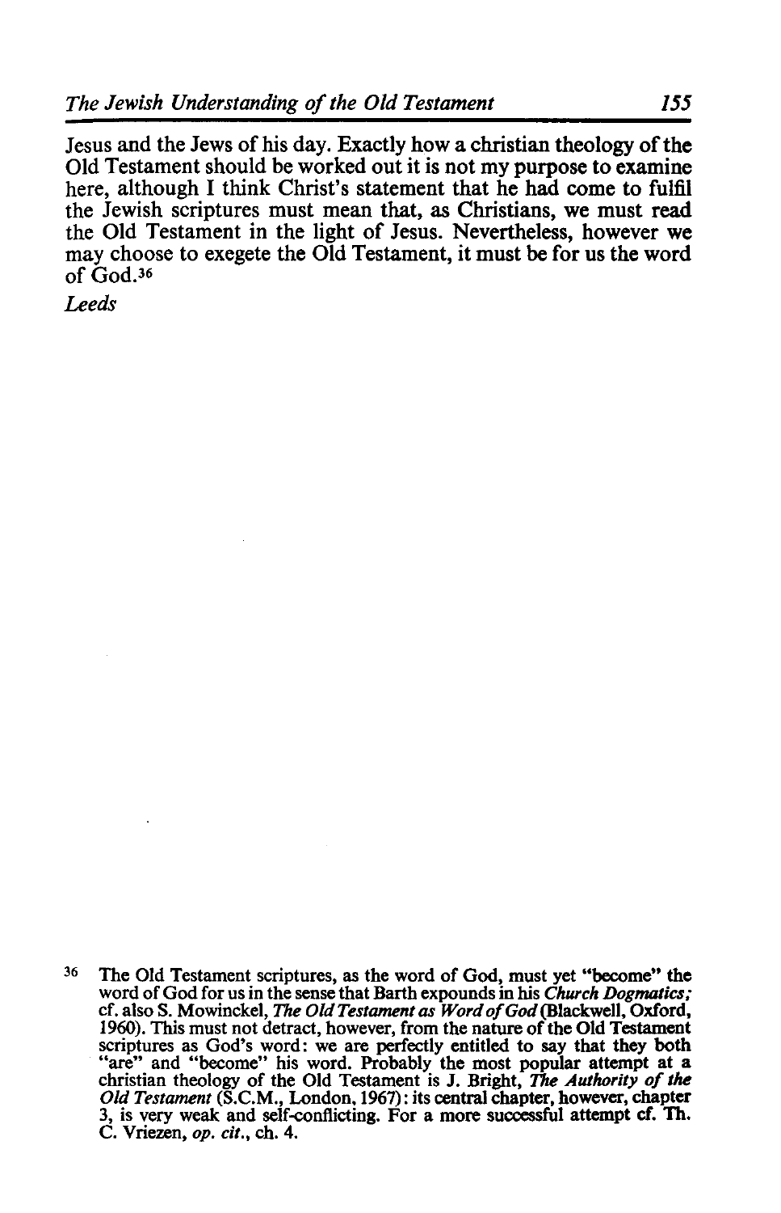Jesus and the Jews of his day. Exactly how a christian theology of the Old Testament should be worked out it is not my purpose to examine here, although I think Christ's statement that he had come to fulfil the Jewish scriptures must mean that, as Christians, we must read the Old Testament in the light of Jesus. Nevertheless, however we may choose to exegete the Old Testament, it must be for us the word of God.[36]

*Leeds*

[36] The Old Testament scriptures, as the word of God, must yet "become" the word of God for us in the sense that Barth expounds in his *Church Dogmatics;* cf. also S. Mowinckel, *The Old Testament as Word of God* (Blackwell, Oxford, 1960). This must not detract, however, from the nature of the Old Testament scriptures as God's word: we are perfectly entitled to say that they both "are" and "become" his word. Probably the most popular attempt at a christian theology of the Old Testament is J. Bright, *The Authority of the Old Testament* (S.C.M., London, 1967): its central chapter, however, chapter 3, is very weak and self-conflicting. For a more successful attempt cf. Th. C. Vriezen, *op. cit.*, ch. 4.